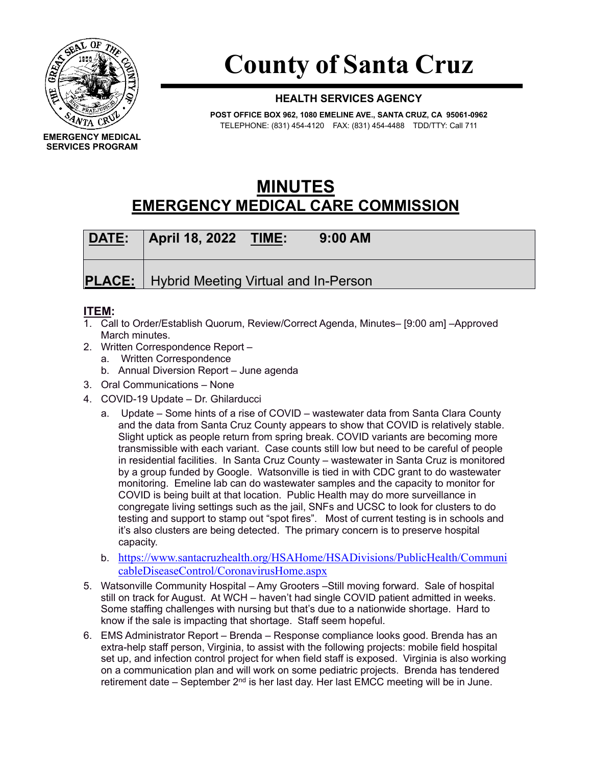# County of Santa Cruz

**HEALTH SERVICES AGENCY**

**POST OFFICE BOX 962, 1080 EMELINE AVE., SANTA CRUZ, CA 95061-0962**
TELEPHONE: (831) 454-4120 FAX: (831) 454-4488 TDD/TTY: Call 711

**EMERGENCY MEDICAL SERVICES PROGRAM**

# MINUTES
# EMERGENCY MEDICAL CARE COMMISSION

| **DATE:** | **April 18, 2022 TIME: 9:00 AM** |
|---|---|
| **PLACE:** | Hybrid Meeting Virtual and In-Person |

**ITEM:**

1. Call to Order/Establish Quorum, Review/Correct Agenda, Minutes– [9:00 am] –Approved March minutes.
2. Written Correspondence Report –
   a. Written Correspondence
   b. Annual Diversion Report – June agenda
3. Oral Communications – None
4. COVID-19 Update – Dr. Ghilarducci
   a. Update – Some hints of a rise of COVID – wastewater data from Santa Clara County and the data from Santa Cruz County appears to show that COVID is relatively stable. Slight uptick as people return from spring break. COVID variants are becoming more transmissible with each variant. Case counts still low but need to be careful of people in residential facilities. In Santa Cruz County – wastewater in Santa Cruz is monitored by a group funded by Google. Watsonville is tied in with CDC grant to do wastewater monitoring. Emeline lab can do wastewater samples and the capacity to monitor for COVID is being built at that location. Public Health may do more surveillance in congregate living settings such as the jail, SNFs and UCSC to look for clusters to do testing and support to stamp out "spot fires". Most of current testing is in schools and it's also clusters are being detected. The primary concern is to preserve hospital capacity.
   b. https://www.santacruzhealth.org/HSAHome/HSADivisions/PublicHealth/CommunicableDiseaseControl/CoronavirusHome.aspx
5. Watsonville Community Hospital – Amy Grooters –Still moving forward. Sale of hospital still on track for August. At WCH – haven't had single COVID patient admitted in weeks. Some staffing challenges with nursing but that's due to a nationwide shortage. Hard to know if the sale is impacting that shortage. Staff seem hopeful.
6. EMS Administrator Report – Brenda – Response compliance looks good. Brenda has an extra-help staff person, Virginia, to assist with the following projects: mobile field hospital set up, and infection control project for when field staff is exposed. Virginia is also working on a communication plan and will work on some pediatric projects. Brenda has tendered retirement date – September 2nd is her last day. Her last EMCC meeting will be in June.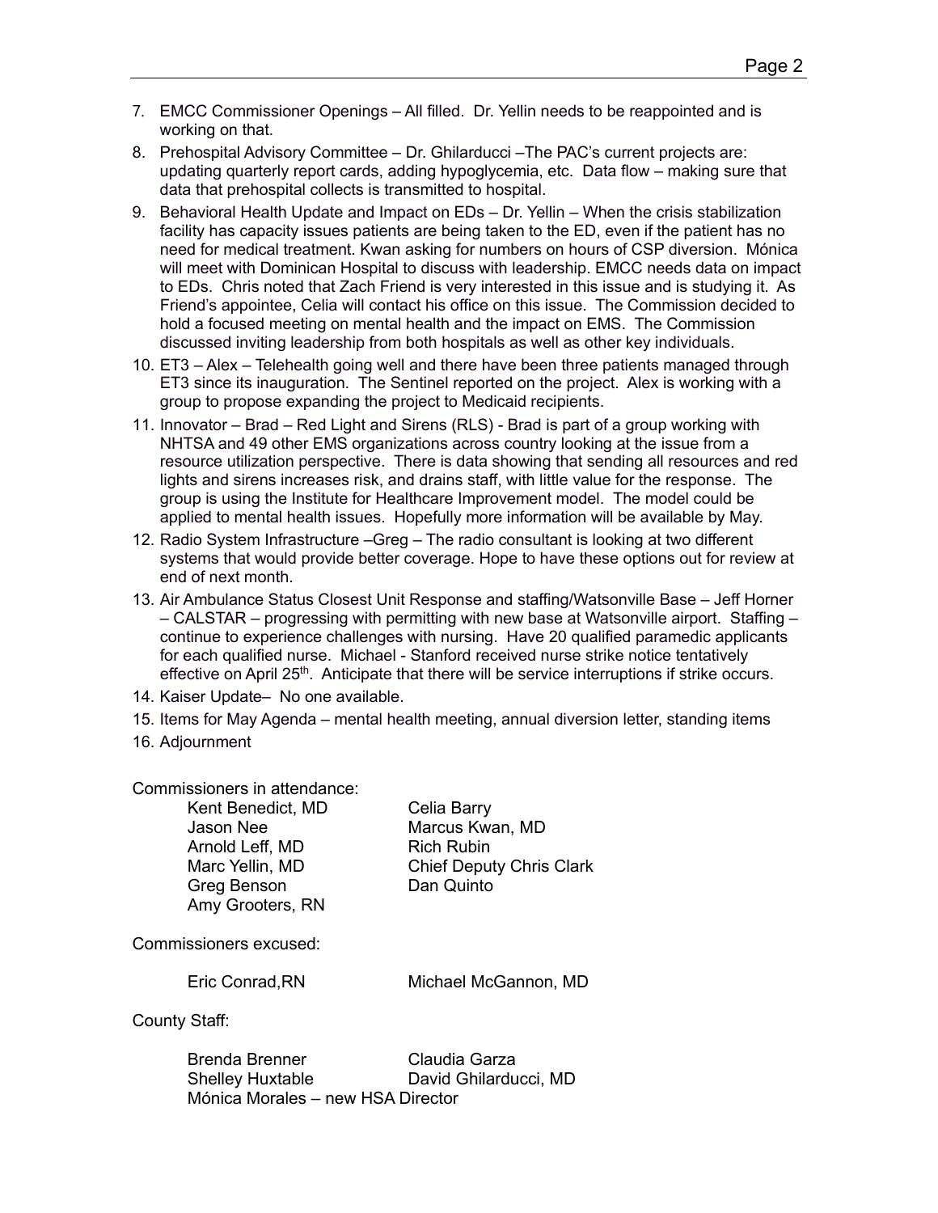7. EMCC Commissioner Openings – All filled. Dr. Yellin needs to be reappointed and is working on that.
8. Prehospital Advisory Committee – Dr. Ghilarducci –The PAC's current projects are: updating quarterly report cards, adding hypoglycemia, etc. Data flow – making sure that data that prehospital collects is transmitted to hospital.
9. Behavioral Health Update and Impact on EDs – Dr. Yellin – When the crisis stabilization facility has capacity issues patients are being taken to the ED, even if the patient has no need for medical treatment. Kwan asking for numbers on hours of CSP diversion. Mónica will meet with Dominican Hospital to discuss with leadership. EMCC needs data on impact to EDs. Chris noted that Zach Friend is very interested in this issue and is studying it. As Friend's appointee, Celia will contact his office on this issue. The Commission decided to hold a focused meeting on mental health and the impact on EMS. The Commission discussed inviting leadership from both hospitals as well as other key individuals.
10. ET3 – Alex – Telehealth going well and there have been three patients managed through ET3 since its inauguration. The Sentinel reported on the project. Alex is working with a group to propose expanding the project to Medicaid recipients.
11. Innovator – Brad – Red Light and Sirens (RLS) - Brad is part of a group working with NHTSA and 49 other EMS organizations across country looking at the issue from a resource utilization perspective. There is data showing that sending all resources and red lights and sirens increases risk, and drains staff, with little value for the response. The group is using the Institute for Healthcare Improvement model. The model could be applied to mental health issues. Hopefully more information will be available by May.
12. Radio System Infrastructure –Greg – The radio consultant is looking at two different systems that would provide better coverage. Hope to have these options out for review at end of next month.
13. Air Ambulance Status Closest Unit Response and staffing/Watsonville Base – Jeff Horner – CALSTAR – progressing with permitting with new base at Watsonville airport. Staffing – continue to experience challenges with nursing. Have 20 qualified paramedic applicants for each qualified nurse. Michael - Stanford received nurse strike notice tentatively effective on April 25th. Anticipate that there will be service interruptions if strike occurs.
14. Kaiser Update– No one available.
15. Items for May Agenda – mental health meeting, annual diversion letter, standing items
16. Adjournment

Commissioners in attendance:

| | |
|---|---|
| Kent Benedict, MD | Celia Barry |
| Jason Nee | Marcus Kwan, MD |
| Arnold Leff, MD | Rich Rubin |
| Marc Yellin, MD | Chief Deputy Chris Clark |
| Greg Benson | Dan Quinto |
| Amy Grooters, RN | |

Commissioners excused:

| | |
|---|---|
| Eric Conrad,RN | Michael McGannon, MD |

County Staff:

| | |
|---|---|
| Brenda Brenner | Claudia Garza |
| Shelley Huxtable | David Ghilarducci, MD |
| Mónica Morales – new HSA Director | |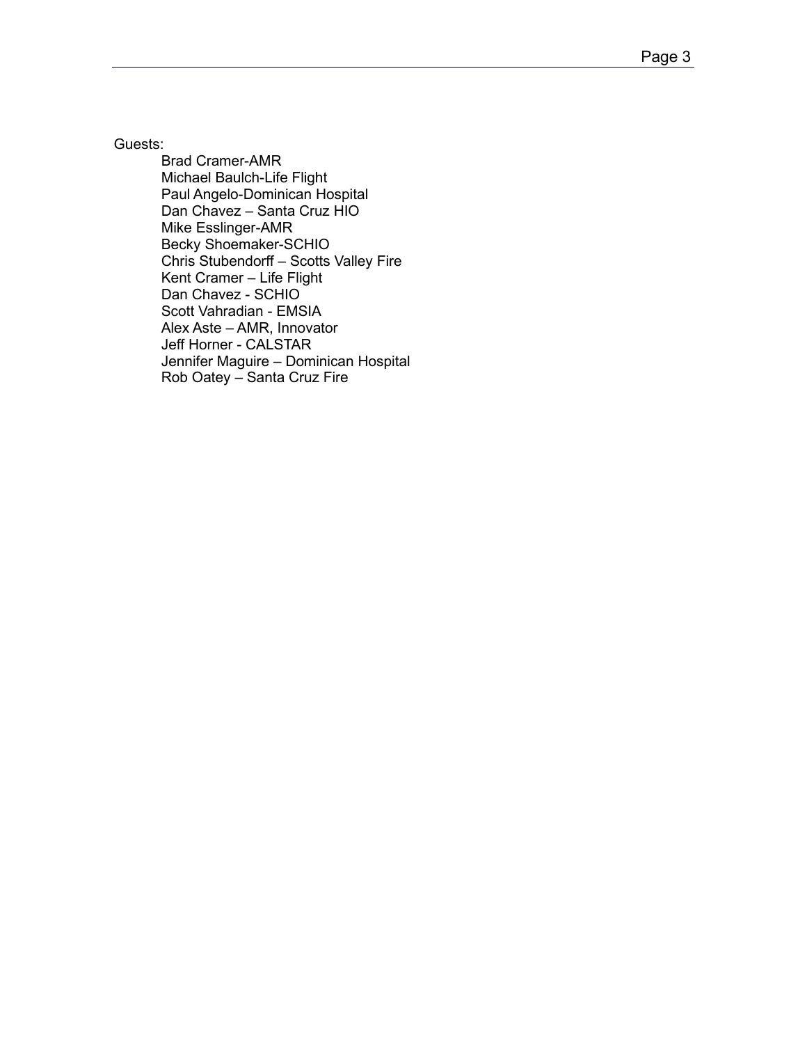Guests:

- Brad Cramer-AMR
- Michael Baulch-Life Flight
- Paul Angelo-Dominican Hospital
- Dan Chavez – Santa Cruz HIO
- Mike Esslinger-AMR
- Becky Shoemaker-SCHIO
- Chris Stubendorff – Scotts Valley Fire
- Kent Cramer – Life Flight
- Dan Chavez - SCHIO
- Scott Vahradian - EMSIA
- Alex Aste – AMR, Innovator
- Jeff Horner - CALSTAR
- Jennifer Maguire – Dominican Hospital
- Rob Oatey – Santa Cruz Fire